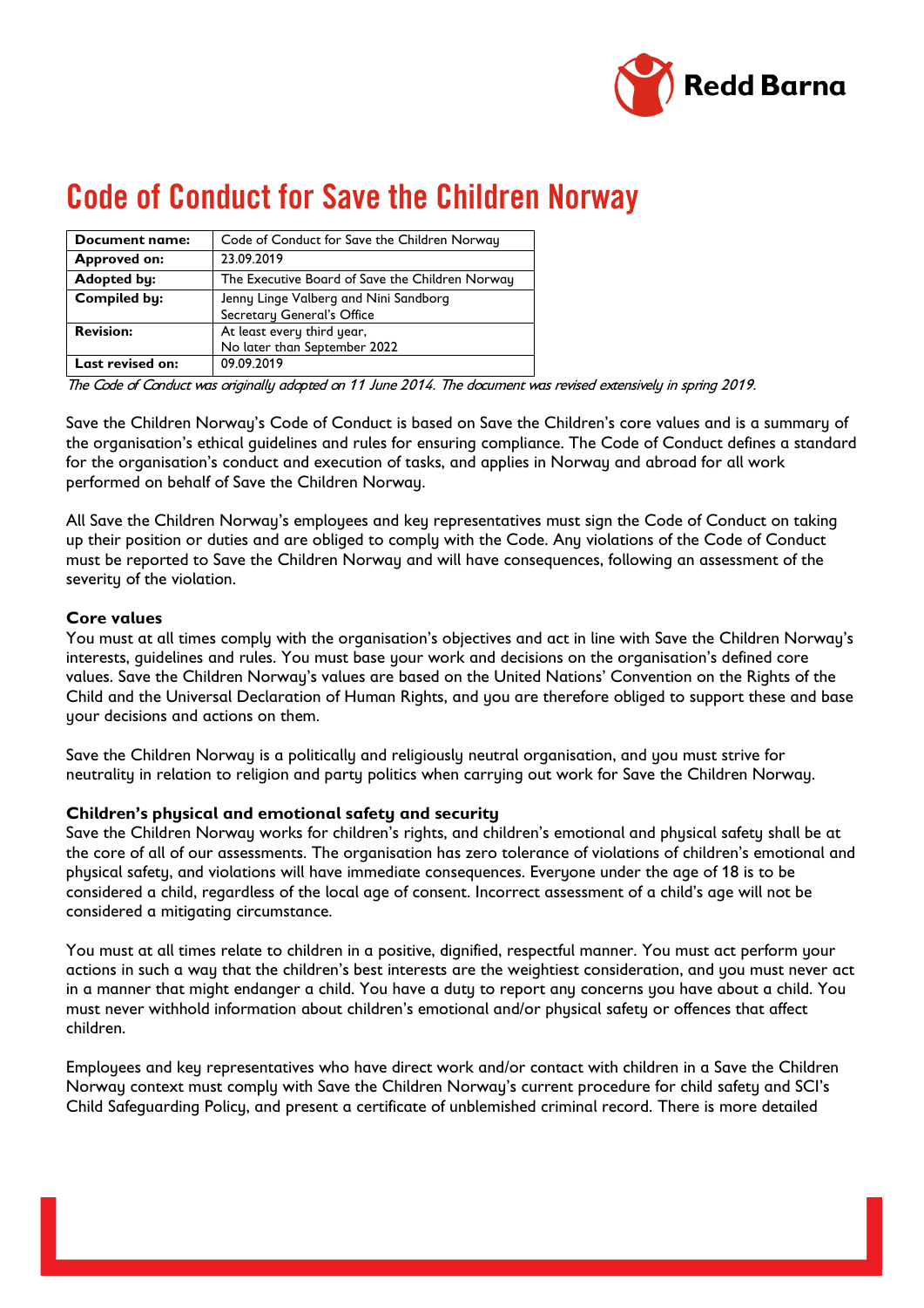# Code of Conduct for Save the Children Norway

| Document name: | Code of Conduct for Save the Children Norway |
|---|---|
| Approved on: | 23.09.2019 |
| Adopted by: | The Executive Board of Save the Children Norway |
| Compiled by: | Jenny Linge Valberg and Nini Sandborg<br>Secretary General's Office |
| Revision: | At least every third year,<br>No later than September 2022 |
| Last revised on: | 09.09.2019 |

*The Code of Conduct was originally adopted on 11 June 2014. The document was revised extensively in spring 2019.*

Save the Children Norway's Code of Conduct is based on Save the Children's core values and is a summary of the organisation's ethical guidelines and rules for ensuring compliance. The Code of Conduct defines a standard for the organisation's conduct and execution of tasks, and applies in Norway and abroad for all work performed on behalf of Save the Children Norway.

All Save the Children Norway's employees and key representatives must sign the Code of Conduct on taking up their position or duties and are obliged to comply with the Code. Any violations of the Code of Conduct must be reported to Save the Children Norway and will have consequences, following an assessment of the severity of the violation.

### Core values

You must at all times comply with the organisation's objectives and act in line with Save the Children Norway's interests, guidelines and rules. You must base your work and decisions on the organisation's defined core values. Save the Children Norway's values are based on the United Nations' Convention on the Rights of the Child and the Universal Declaration of Human Rights, and you are therefore obliged to support these and base your decisions and actions on them.

Save the Children Norway is a politically and religiously neutral organisation, and you must strive for neutrality in relation to religion and party politics when carrying out work for Save the Children Norway.

### Children's physical and emotional safety and security

Save the Children Norway works for children's rights, and children's emotional and physical safety shall be at the core of all of our assessments. The organisation has zero tolerance of violations of children's emotional and physical safety, and violations will have immediate consequences. Everyone under the age of 18 is to be considered a child, regardless of the local age of consent. Incorrect assessment of a child's age will not be considered a mitigating circumstance.

You must at all times relate to children in a positive, dignified, respectful manner. You must act perform your actions in such a way that the children's best interests are the weightiest consideration, and you must never act in a manner that might endanger a child. You have a duty to report any concerns you have about a child. You must never withhold information about children's emotional and/or physical safety or offences that affect children.

Employees and key representatives who have direct work and/or contact with children in a Save the Children Norway context must comply with Save the Children Norway's current procedure for child safety and SCI's Child Safeguarding Policy, and present a certificate of unblemished criminal record. There is more detailed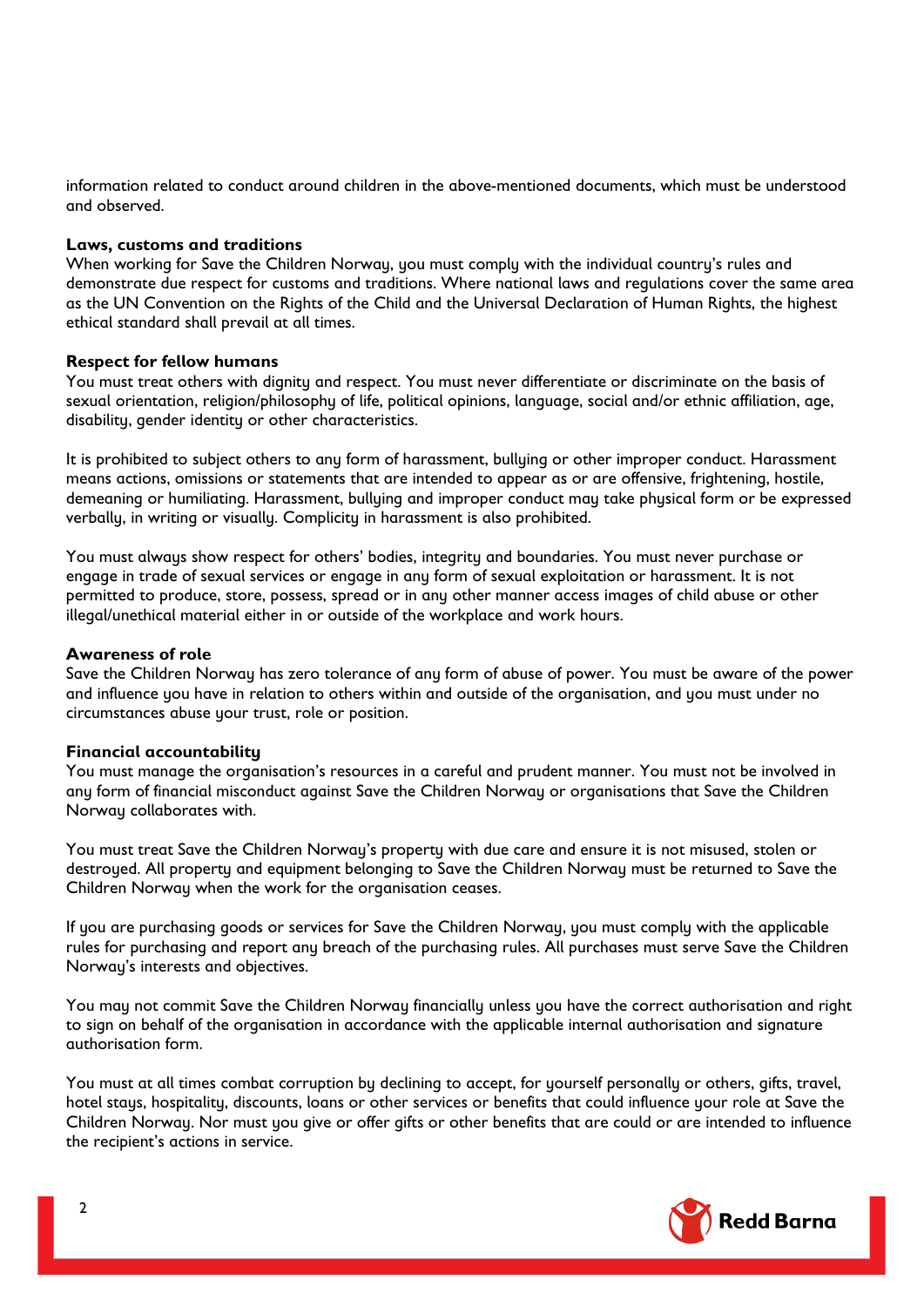information related to conduct around children in the above-mentioned documents, which must be understood and observed.

**Laws, customs and traditions**
When working for Save the Children Norway, you must comply with the individual country's rules and demonstrate due respect for customs and traditions. Where national laws and regulations cover the same area as the UN Convention on the Rights of the Child and the Universal Declaration of Human Rights, the highest ethical standard shall prevail at all times.

**Respect for fellow humans**
You must treat others with dignity and respect. You must never differentiate or discriminate on the basis of sexual orientation, religion/philosophy of life, political opinions, language, social and/or ethnic affiliation, age, disability, gender identity or other characteristics.

It is prohibited to subject others to any form of harassment, bullying or other improper conduct. Harassment means actions, omissions or statements that are intended to appear as or are offensive, frightening, hostile, demeaning or humiliating. Harassment, bullying and improper conduct may take physical form or be expressed verbally, in writing or visually. Complicity in harassment is also prohibited.

You must always show respect for others' bodies, integrity and boundaries. You must never purchase or engage in trade of sexual services or engage in any form of sexual exploitation or harassment. It is not permitted to produce, store, possess, spread or in any other manner access images of child abuse or other illegal/unethical material either in or outside of the workplace and work hours.

**Awareness of role**
Save the Children Norway has zero tolerance of any form of abuse of power. You must be aware of the power and influence you have in relation to others within and outside of the organisation, and you must under no circumstances abuse your trust, role or position.

**Financial accountability**
You must manage the organisation's resources in a careful and prudent manner. You must not be involved in any form of financial misconduct against Save the Children Norway or organisations that Save the Children Norway collaborates with.

You must treat Save the Children Norway's property with due care and ensure it is not misused, stolen or destroyed. All property and equipment belonging to Save the Children Norway must be returned to Save the Children Norway when the work for the organisation ceases.

If you are purchasing goods or services for Save the Children Norway, you must comply with the applicable rules for purchasing and report any breach of the purchasing rules. All purchases must serve Save the Children Norway's interests and objectives.

You may not commit Save the Children Norway financially unless you have the correct authorisation and right to sign on behalf of the organisation in accordance with the applicable internal authorisation and signature authorisation form.

You must at all times combat corruption by declining to accept, for yourself personally or others, gifts, travel, hotel stays, hospitality, discounts, loans or other services or benefits that could influence your role at Save the Children Norway. Nor must you give or offer gifts or other benefits that are could or are intended to influence the recipient's actions in service.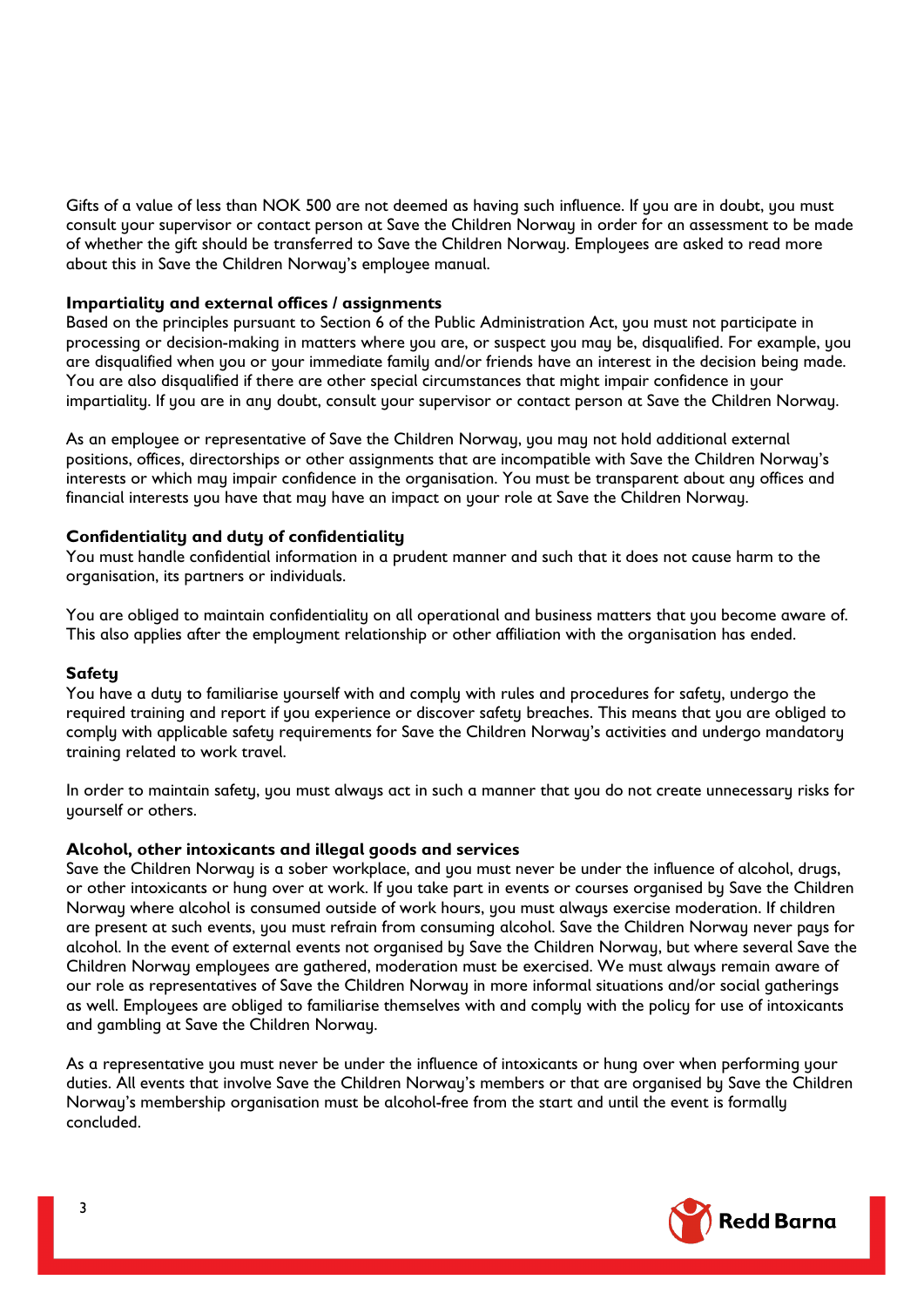Gifts of a value of less than NOK 500 are not deemed as having such influence. If you are in doubt, you must consult your supervisor or contact person at Save the Children Norway in order for an assessment to be made of whether the gift should be transferred to Save the Children Norway. Employees are asked to read more about this in Save the Children Norway's employee manual.

**Impartiality and external offices / assignments**

Based on the principles pursuant to Section 6 of the Public Administration Act, you must not participate in processing or decision-making in matters where you are, or suspect you may be, disqualified. For example, you are disqualified when you or your immediate family and/or friends have an interest in the decision being made. You are also disqualified if there are other special circumstances that might impair confidence in your impartiality. If you are in any doubt, consult your supervisor or contact person at Save the Children Norway.

As an employee or representative of Save the Children Norway, you may not hold additional external positions, offices, directorships or other assignments that are incompatible with Save the Children Norway's interests or which may impair confidence in the organisation. You must be transparent about any offices and financial interests you have that may have an impact on your role at Save the Children Norway.

**Confidentiality and duty of confidentiality**

You must handle confidential information in a prudent manner and such that it does not cause harm to the organisation, its partners or individuals.

You are obliged to maintain confidentiality on all operational and business matters that you become aware of. This also applies after the employment relationship or other affiliation with the organisation has ended.

**Safety**

You have a duty to familiarise yourself with and comply with rules and procedures for safety, undergo the required training and report if you experience or discover safety breaches. This means that you are obliged to comply with applicable safety requirements for Save the Children Norway's activities and undergo mandatory training related to work travel.

In order to maintain safety, you must always act in such a manner that you do not create unnecessary risks for yourself or others.

**Alcohol, other intoxicants and illegal goods and services**

Save the Children Norway is a sober workplace, and you must never be under the influence of alcohol, drugs, or other intoxicants or hung over at work. If you take part in events or courses organised by Save the Children Norway where alcohol is consumed outside of work hours, you must always exercise moderation. If children are present at such events, you must refrain from consuming alcohol. Save the Children Norway never pays for alcohol. In the event of external events not organised by Save the Children Norway, but where several Save the Children Norway employees are gathered, moderation must be exercised. We must always remain aware of our role as representatives of Save the Children Norway in more informal situations and/or social gatherings as well. Employees are obliged to familiarise themselves with and comply with the policy for use of intoxicants and gambling at Save the Children Norway.

As a representative you must never be under the influence of intoxicants or hung over when performing your duties. All events that involve Save the Children Norway's members or that are organised by Save the Children Norway's membership organisation must be alcohol-free from the start and until the event is formally concluded.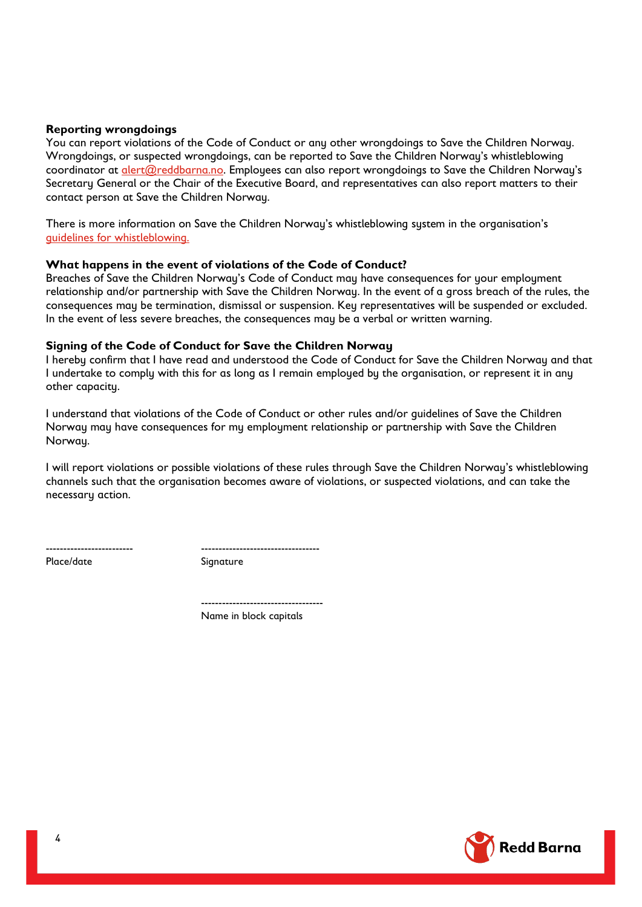**Reporting wrongdoings**

You can report violations of the Code of Conduct or any other wrongdoings to Save the Children Norway. Wrongdoings, or suspected wrongdoings, can be reported to Save the Children Norway's whistleblowing coordinator at alert@reddbarna.no. Employees can also report wrongdoings to Save the Children Norway's Secretary General or the Chair of the Executive Board, and representatives can also report matters to their contact person at Save the Children Norway.

There is more information on Save the Children Norway's whistleblowing system in the organisation's guidelines for whistleblowing.

**What happens in the event of violations of the Code of Conduct?**

Breaches of Save the Children Norway's Code of Conduct may have consequences for your employment relationship and/or partnership with Save the Children Norway. In the event of a gross breach of the rules, the consequences may be termination, dismissal or suspension. Key representatives will be suspended or excluded. In the event of less severe breaches, the consequences may be a verbal or written warning.

**Signing of the Code of Conduct for Save the Children Norway**

I hereby confirm that I have read and understood the Code of Conduct for Save the Children Norway and that I undertake to comply with this for as long as I remain employed by the organisation, or represent it in any other capacity.

I understand that violations of the Code of Conduct or other rules and/or guidelines of Save the Children Norway may have consequences for my employment relationship or partnership with Save the Children Norway.

I will report violations or possible violations of these rules through Save the Children Norway's whistleblowing channels such that the organisation becomes aware of violations, or suspected violations, and can take the necessary action.

------------------------- ----------------------------------

Place/date Signature

-----------------------------------

Name in block capitals